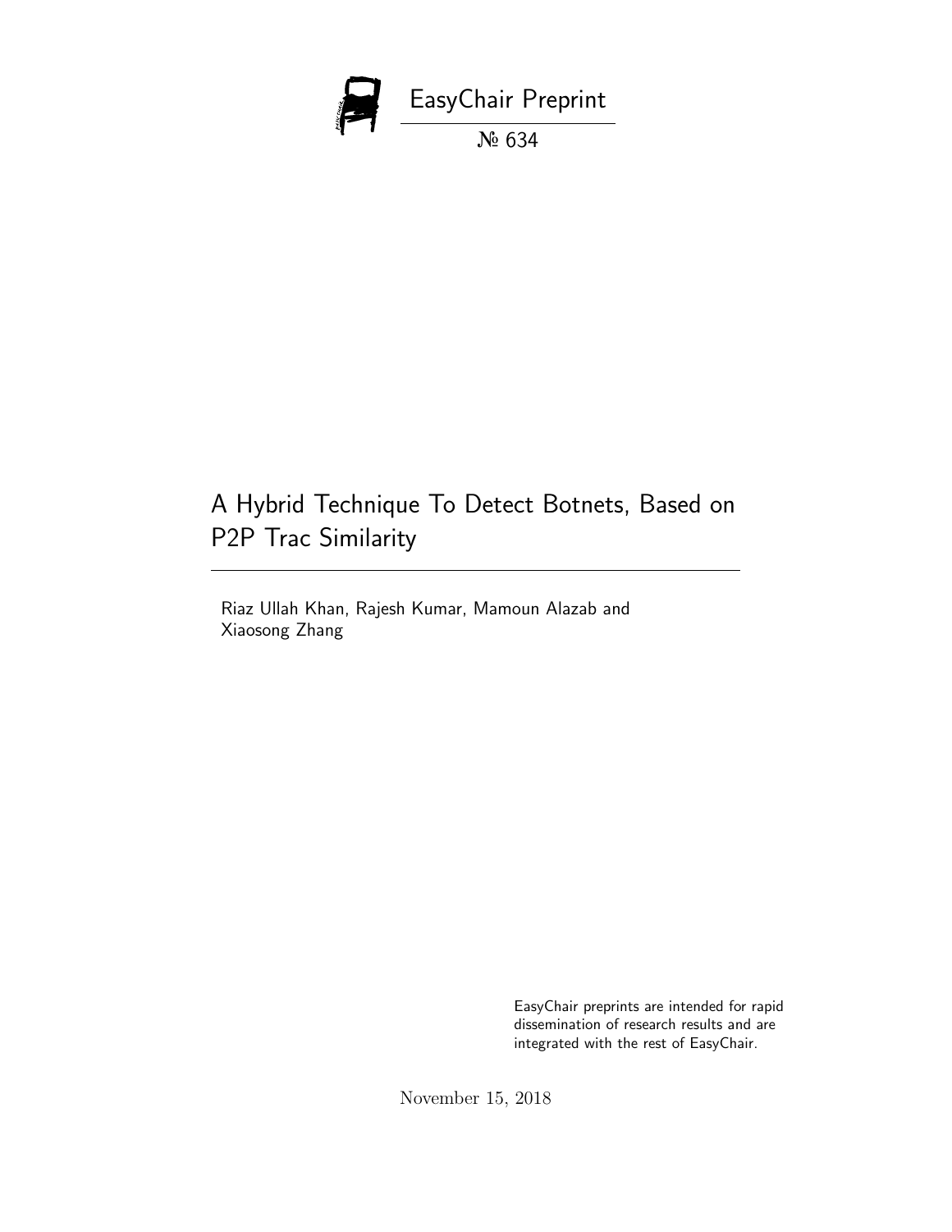EasyChair Preprint

№ 634

# A Hybrid Technique To Detect Botnets, Based on P2P Trac Similarity

Riaz Ullah Khan, Rajesh Kumar, Mamoun Alazab and Xiaosong Zhang

EasyChair preprints are intended for rapid dissemination of research results and are integrated with the rest of EasyChair.

November 15, 2018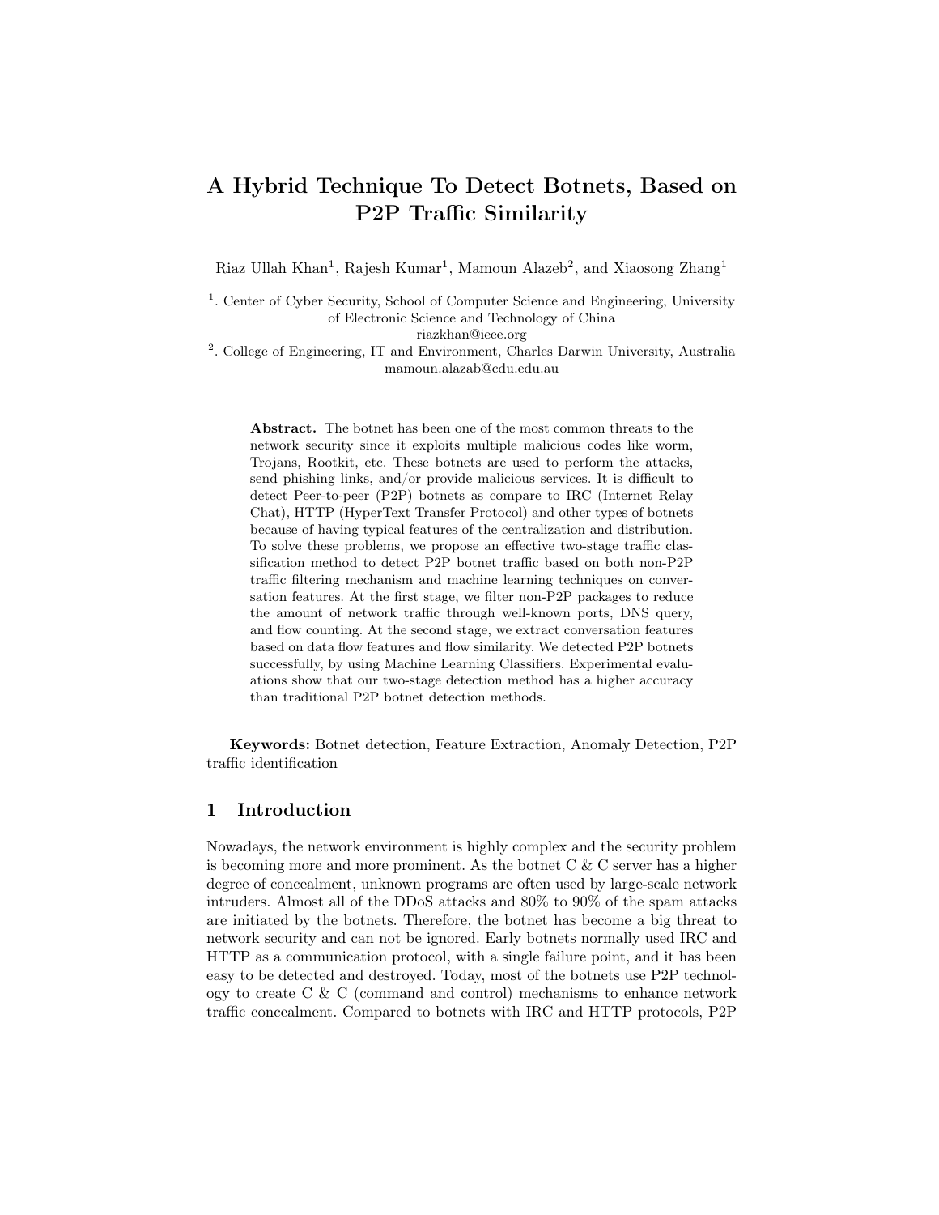# A Hybrid Technique To Detect Botnets, Based on P2P Traffic Similarity

Riaz Ullah Khan[1], Rajesh Kumar[1], Mamoun Alazeb[2], and Xiaosong Zhang[1]

[1]. Center of Cyber Security, School of Computer Science and Engineering, University of Electronic Science and Technology of China
riazkhan@ieee.org

[2]. College of Engineering, IT and Environment, Charles Darwin University, Australia
mamoun.alazab@cdu.edu.au

**Abstract.** The botnet has been one of the most common threats to the network security since it exploits multiple malicious codes like worm, Trojans, Rootkit, etc. These botnets are used to perform the attacks, send phishing links, and/or provide malicious services. It is difficult to detect Peer-to-peer (P2P) botnets as compare to IRC (Internet Relay Chat), HTTP (HyperText Transfer Protocol) and other types of botnets because of having typical features of the centralization and distribution. To solve these problems, we propose an effective two-stage traffic classification method to detect P2P botnet traffic based on both non-P2P traffic filtering mechanism and machine learning techniques on conversation features. At the first stage, we filter non-P2P packages to reduce the amount of network traffic through well-known ports, DNS query, and flow counting. At the second stage, we extract conversation features based on data flow features and flow similarity. We detected P2P botnets successfully, by using Machine Learning Classifiers. Experimental evaluations show that our two-stage detection method has a higher accuracy than traditional P2P botnet detection methods.

**Keywords:** Botnet detection, Feature Extraction, Anomaly Detection, P2P traffic identification

## 1 Introduction

Nowadays, the network environment is highly complex and the security problem is becoming more and more prominent. As the botnet C & C server has a higher degree of concealment, unknown programs are often used by large-scale network intruders. Almost all of the DDoS attacks and 80% to 90% of the spam attacks are initiated by the botnets. Therefore, the botnet has become a big threat to network security and can not be ignored. Early botnets normally used IRC and HTTP as a communication protocol, with a single failure point, and it has been easy to be detected and destroyed. Today, most of the botnets use P2P technology to create C & C (command and control) mechanisms to enhance network traffic concealment. Compared to botnets with IRC and HTTP protocols, P2P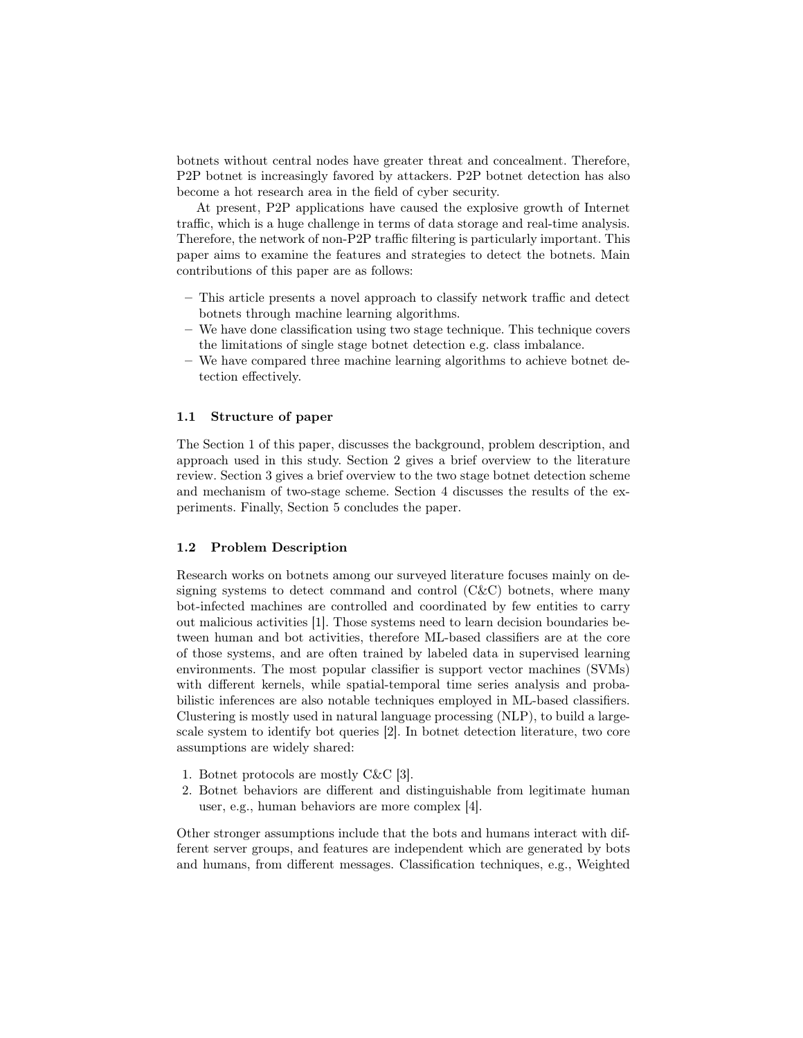botnets without central nodes have greater threat and concealment. Therefore, P2P botnet is increasingly favored by attackers. P2P botnet detection has also become a hot research area in the field of cyber security.

At present, P2P applications have caused the explosive growth of Internet traffic, which is a huge challenge in terms of data storage and real-time analysis. Therefore, the network of non-P2P traffic filtering is particularly important. This paper aims to examine the features and strategies to detect the botnets. Main contributions of this paper are as follows:

- This article presents a novel approach to classify network traffic and detect botnets through machine learning algorithms.
- We have done classification using two stage technique. This technique covers the limitations of single stage botnet detection e.g. class imbalance.
- We have compared three machine learning algorithms to achieve botnet detection effectively.

### 1.1 Structure of paper

The Section 1 of this paper, discusses the background, problem description, and approach used in this study. Section 2 gives a brief overview to the literature review. Section 3 gives a brief overview to the two stage botnet detection scheme and mechanism of two-stage scheme. Section 4 discusses the results of the experiments. Finally, Section 5 concludes the paper.

### 1.2 Problem Description

Research works on botnets among our surveyed literature focuses mainly on designing systems to detect command and control (C&C) botnets, where many bot-infected machines are controlled and coordinated by few entities to carry out malicious activities [1]. Those systems need to learn decision boundaries between human and bot activities, therefore ML-based classifiers are at the core of those systems, and are often trained by labeled data in supervised learning environments. The most popular classifier is support vector machines (SVMs) with different kernels, while spatial-temporal time series analysis and probabilistic inferences are also notable techniques employed in ML-based classifiers. Clustering is mostly used in natural language processing (NLP), to build a large-scale system to identify bot queries [2]. In botnet detection literature, two core assumptions are widely shared:

1. Botnet protocols are mostly C&C [3].
2. Botnet behaviors are different and distinguishable from legitimate human user, e.g., human behaviors are more complex [4].

Other stronger assumptions include that the bots and humans interact with different server groups, and features are independent which are generated by bots and humans, from different messages. Classification techniques, e.g., Weighted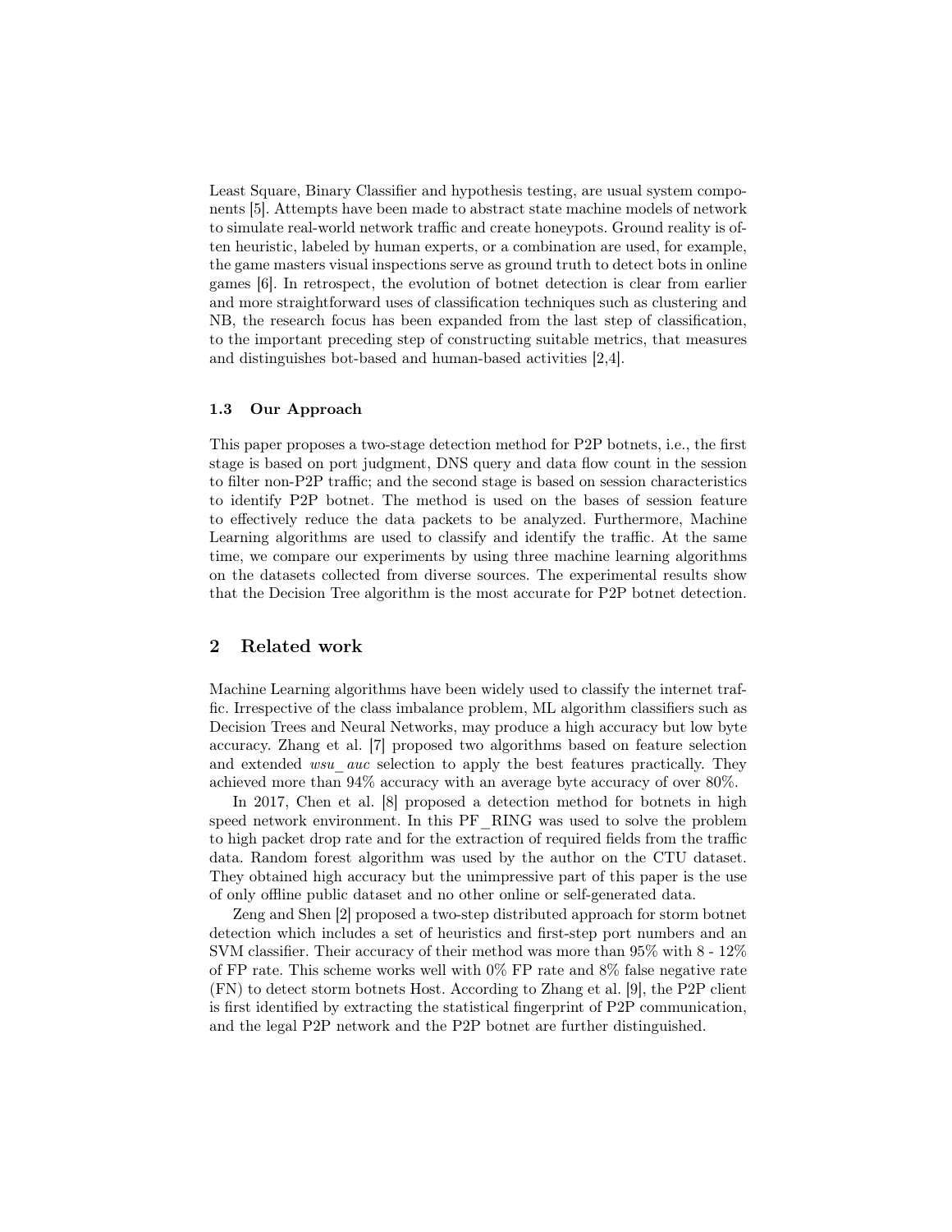Least Square, Binary Classifier and hypothesis testing, are usual system components [5]. Attempts have been made to abstract state machine models of network to simulate real-world network traffic and create honeypots. Ground reality is often heuristic, labeled by human experts, or a combination are used, for example, the game masters visual inspections serve as ground truth to detect bots in online games [6]. In retrospect, the evolution of botnet detection is clear from earlier and more straightforward uses of classification techniques such as clustering and NB, the research focus has been expanded from the last step of classification, to the important preceding step of constructing suitable metrics, that measures and distinguishes bot-based and human-based activities [2,4].

### 1.3 Our Approach

This paper proposes a two-stage detection method for P2P botnets, i.e., the first stage is based on port judgment, DNS query and data flow count in the session to filter non-P2P traffic; and the second stage is based on session characteristics to identify P2P botnet. The method is used on the bases of session feature to effectively reduce the data packets to be analyzed. Furthermore, Machine Learning algorithms are used to classify and identify the traffic. At the same time, we compare our experiments by using three machine learning algorithms on the datasets collected from diverse sources. The experimental results show that the Decision Tree algorithm is the most accurate for P2P botnet detection.

## 2 Related work

Machine Learning algorithms have been widely used to classify the internet traffic. Irrespective of the class imbalance problem, ML algorithm classifiers such as Decision Trees and Neural Networks, may produce a high accuracy but low byte accuracy. Zhang et al. [7] proposed two algorithms based on feature selection and extended *wsu_ auc* selection to apply the best features practically. They achieved more than 94% accuracy with an average byte accuracy of over 80%.

In 2017, Chen et al. [8] proposed a detection method for botnets in high speed network environment. In this PF_RING was used to solve the problem to high packet drop rate and for the extraction of required fields from the traffic data. Random forest algorithm was used by the author on the CTU dataset. They obtained high accuracy but the unimpressive part of this paper is the use of only offline public dataset and no other online or self-generated data.

Zeng and Shen [2] proposed a two-step distributed approach for storm botnet detection which includes a set of heuristics and first-step port numbers and an SVM classifier. Their accuracy of their method was more than 95% with 8 - 12% of FP rate. This scheme works well with 0% FP rate and 8% false negative rate (FN) to detect storm botnets Host. According to Zhang et al. [9], the P2P client is first identified by extracting the statistical fingerprint of P2P communication, and the legal P2P network and the P2P botnet are further distinguished.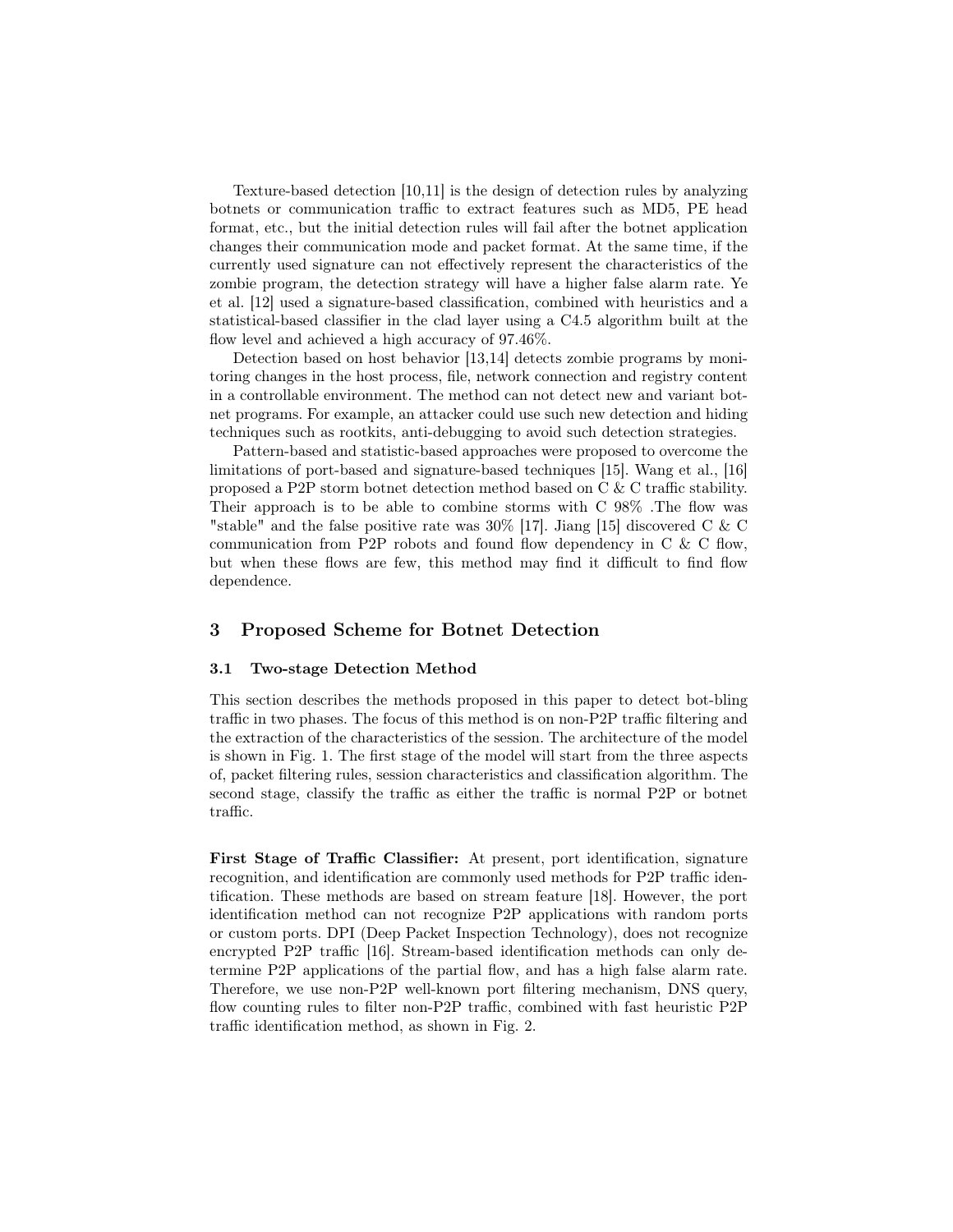Texture-based detection [10,11] is the design of detection rules by analyzing botnets or communication traffic to extract features such as MD5, PE head format, etc., but the initial detection rules will fail after the botnet application changes their communication mode and packet format. At the same time, if the currently used signature can not effectively represent the characteristics of the zombie program, the detection strategy will have a higher false alarm rate. Ye et al. [12] used a signature-based classification, combined with heuristics and a statistical-based classifier in the clad layer using a C4.5 algorithm built at the flow level and achieved a high accuracy of 97.46%.

Detection based on host behavior [13,14] detects zombie programs by monitoring changes in the host process, file, network connection and registry content in a controllable environment. The method can not detect new and variant botnet programs. For example, an attacker could use such new detection and hiding techniques such as rootkits, anti-debugging to avoid such detection strategies.

Pattern-based and statistic-based approaches were proposed to overcome the limitations of port-based and signature-based techniques [15]. Wang et al., [16] proposed a P2P storm botnet detection method based on C & C traffic stability. Their approach is to be able to combine storms with C 98% .The flow was "stable" and the false positive rate was 30% [17]. Jiang [15] discovered C & C communication from P2P robots and found flow dependency in C & C flow, but when these flows are few, this method may find it difficult to find flow dependence.

## 3 Proposed Scheme for Botnet Detection

### 3.1 Two-stage Detection Method

This section describes the methods proposed in this paper to detect bot-bling traffic in two phases. The focus of this method is on non-P2P traffic filtering and the extraction of the characteristics of the session. The architecture of the model is shown in Fig. 1. The first stage of the model will start from the three aspects of, packet filtering rules, session characteristics and classification algorithm. The second stage, classify the traffic as either the traffic is normal P2P or botnet traffic.

**First Stage of Traffic Classifier:** At present, port identification, signature recognition, and identification are commonly used methods for P2P traffic identification. These methods are based on stream feature [18]. However, the port identification method can not recognize P2P applications with random ports or custom ports. DPI (Deep Packet Inspection Technology), does not recognize encrypted P2P traffic [16]. Stream-based identification methods can only determine P2P applications of the partial flow, and has a high false alarm rate. Therefore, we use non-P2P well-known port filtering mechanism, DNS query, flow counting rules to filter non-P2P traffic, combined with fast heuristic P2P traffic identification method, as shown in Fig. 2.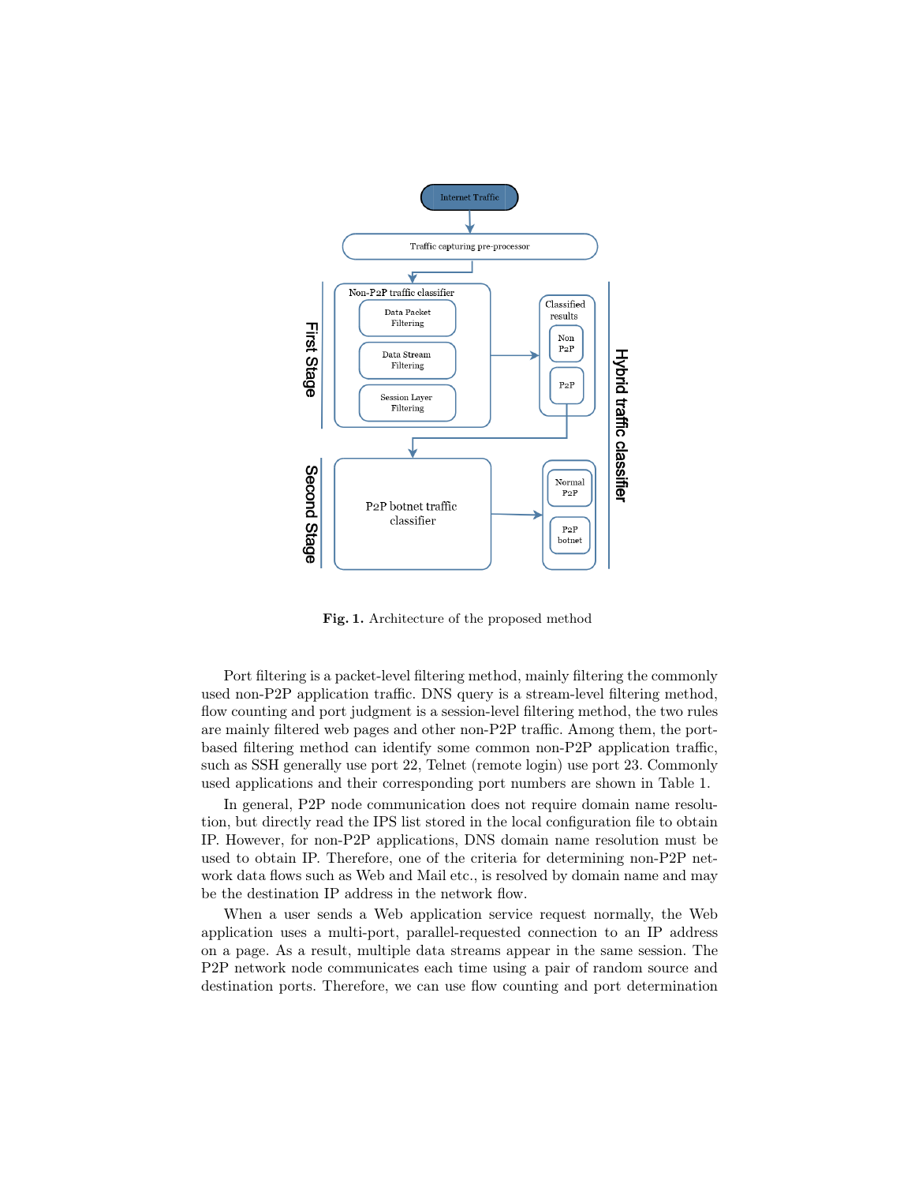Fig. 1. Architecture of the proposed method

Port filtering is a packet-level filtering method, mainly filtering the commonly used non-P2P application traffic. DNS query is a stream-level filtering method, flow counting and port judgment is a session-level filtering method, the two rules are mainly filtered web pages and other non-P2P traffic. Among them, the port-based filtering method can identify some common non-P2P application traffic, such as SSH generally use port 22, Telnet (remote login) use port 23. Commonly used applications and their corresponding port numbers are shown in Table 1.

In general, P2P node communication does not require domain name resolution, but directly read the IPS list stored in the local configuration file to obtain IP. However, for non-P2P applications, DNS domain name resolution must be used to obtain IP. Therefore, one of the criteria for determining non-P2P network data flows such as Web and Mail etc., is resolved by domain name and may be the destination IP address in the network flow.

When a user sends a Web application service request normally, the Web application uses a multi-port, parallel-requested connection to an IP address on a page. As a result, multiple data streams appear in the same session. The P2P network node communicates each time using a pair of random source and destination ports. Therefore, we can use flow counting and port determination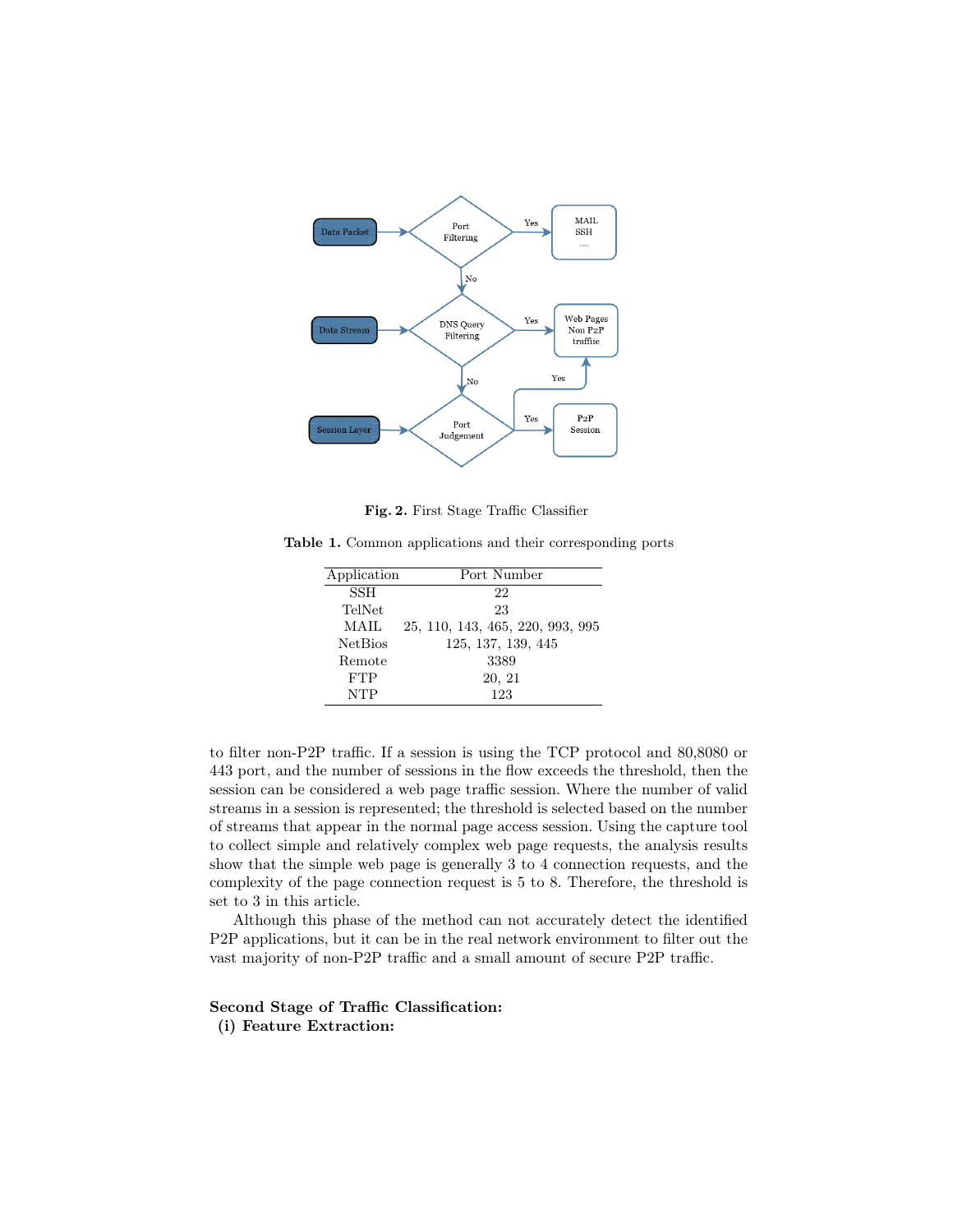Fig. 2. First Stage Traffic Classifier

Table 1. Common applications and their corresponding ports

| Application | Port Number |
|---|---|
| SSH | 22 |
| TelNet | 23 |
| MAIL | 25, 110, 143, 465, 220, 993, 995 |
| NetBios | 125, 137, 139, 445 |
| Remote | 3389 |
| FTP | 20, 21 |
| NTP | 123 |

to filter non-P2P traffic. If a session is using the TCP protocol and 80,8080 or 443 port, and the number of sessions in the flow exceeds the threshold, then the session can be considered a web page traffic session. Where the number of valid streams in a session is represented; the threshold is selected based on the number of streams that appear in the normal page access session. Using the capture tool to collect simple and relatively complex web page requests, the analysis results show that the simple web page is generally 3 to 4 connection requests, and the complexity of the page connection request is 5 to 8. Therefore, the threshold is set to 3 in this article.

Although this phase of the method can not accurately detect the identified P2P applications, but it can be in the real network environment to filter out the vast majority of non-P2P traffic and a small amount of secure P2P traffic.

**Second Stage of Traffic Classification:**

**(i) Feature Extraction:**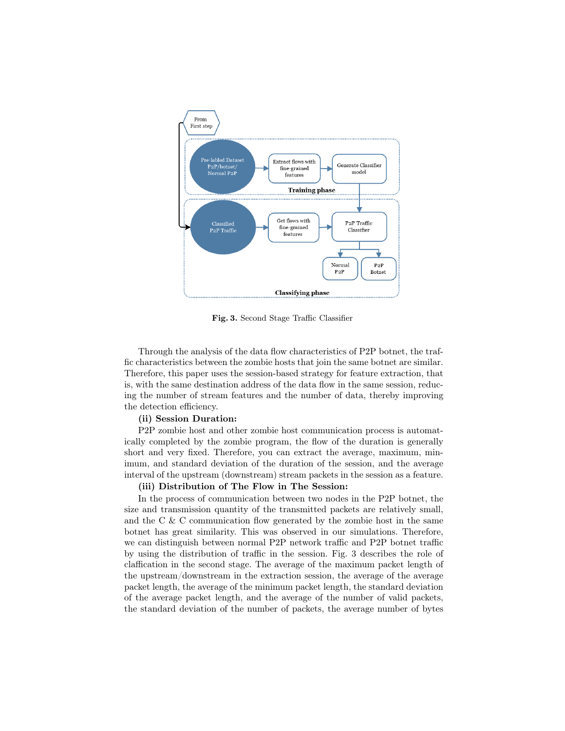**Fig. 3.** Second Stage Traffic Classifier

Through the analysis of the data flow characteristics of P2P botnet, the traffic characteristics between the zombie hosts that join the same botnet are similar. Therefore, this paper uses the session-based strategy for feature extraction, that is, with the same destination address of the data flow in the same session, reducing the number of stream features and the number of data, thereby improving the detection efficiency.

**(ii) Session Duration:**

P2P zombie host and other zombie host communication process is automatically completed by the zombie program, the flow of the duration is generally short and very fixed. Therefore, you can extract the average, maximum, minimum, and standard deviation of the duration of the session, and the average interval of the upstream (downstream) stream packets in the session as a feature.

**(iii) Distribution of The Flow in The Session:**

In the process of communication between two nodes in the P2P botnet, the size and transmission quantity of the transmitted packets are relatively small, and the C & C communication flow generated by the zombie host in the same botnet has great similarity. This was observed in our simulations. Therefore, we can distinguish between normal P2P network traffic and P2P botnet traffic by using the distribution of traffic in the session. Fig. 3 describes the role of claffication in the second stage. The average of the maximum packet length of the upstream/downstream in the extraction session, the average of the average packet length, the average of the minimum packet length, the standard deviation of the average packet length, and the average of the number of valid packets, the standard deviation of the number of packets, the average number of bytes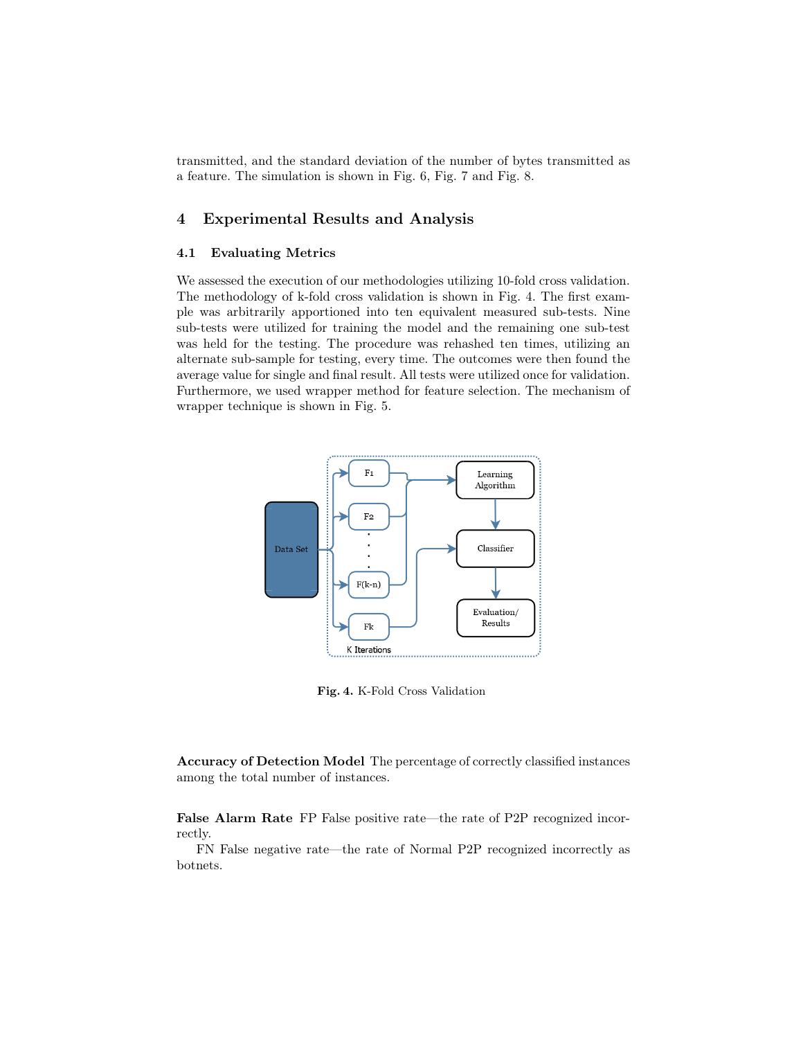transmitted, and the standard deviation of the number of bytes transmitted as a feature. The simulation is shown in Fig. 6, Fig. 7 and Fig. 8.

## 4 Experimental Results and Analysis

### 4.1 Evaluating Metrics

We assessed the execution of our methodologies utilizing 10-fold cross validation. The methodology of k-fold cross validation is shown in Fig. 4. The first example was arbitrarily apportioned into ten equivalent measured sub-tests. Nine sub-tests were utilized for training the model and the remaining one sub-test was held for the testing. The procedure was rehashed ten times, utilizing an alternate sub-sample for testing, every time. The outcomes were then found the average value for single and final result. All tests were utilized once for validation. Furthermore, we used wrapper method for feature selection. The mechanism of wrapper technique is shown in Fig. 5.

**Fig. 4.** K-Fold Cross Validation

**Accuracy of Detection Model** The percentage of correctly classified instances among the total number of instances.

**False Alarm Rate** FP False positive rate—the rate of P2P recognized incorrectly.

FN False negative rate—the rate of Normal P2P recognized incorrectly as botnets.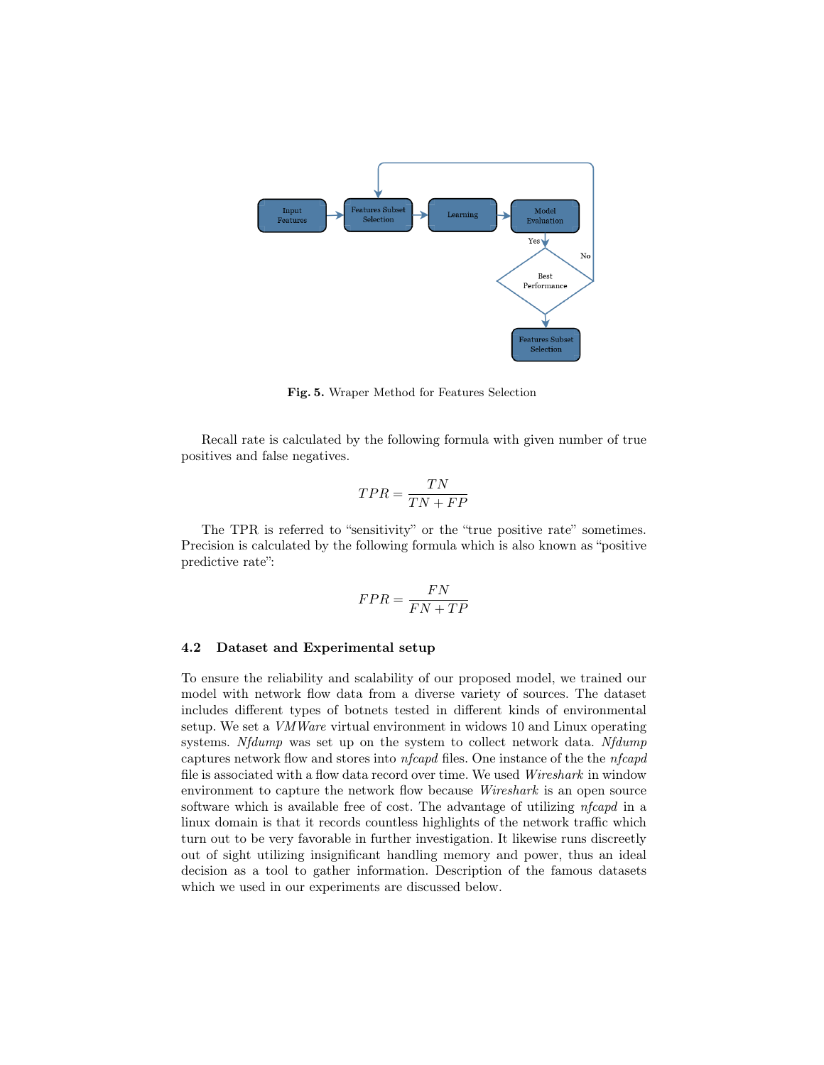**Fig. 5.** Wraper Method for Features Selection

Recall rate is calculated by the following formula with given number of true positives and false negatives.

$$TPR = \frac{TN}{TN + FP}$$

The TPR is referred to "sensitivity" or the "true positive rate" sometimes. Precision is calculated by the following formula which is also known as "positive predictive rate":

$$FPR = \frac{FN}{FN + TP}$$

### 4.2 Dataset and Experimental setup

To ensure the reliability and scalability of our proposed model, we trained our model with network flow data from a diverse variety of sources. The dataset includes different types of botnets tested in different kinds of environmental setup. We set a *VMWare* virtual environment in widows 10 and Linux operating systems. *Nfdump* was set up on the system to collect network data. *Nfdump* captures network flow and stores into *nfcapd* files. One instance of the the *nfcapd* file is associated with a flow data record over time. We used *Wireshark* in window environment to capture the network flow because *Wireshark* is an open source software which is available free of cost. The advantage of utilizing *nfcapd* in a linux domain is that it records countless highlights of the network traffic which turn out to be very favorable in further investigation. It likewise runs discreetly out of sight utilizing insignificant handling memory and power, thus an ideal decision as a tool to gather information. Description of the famous datasets which we used in our experiments are discussed below.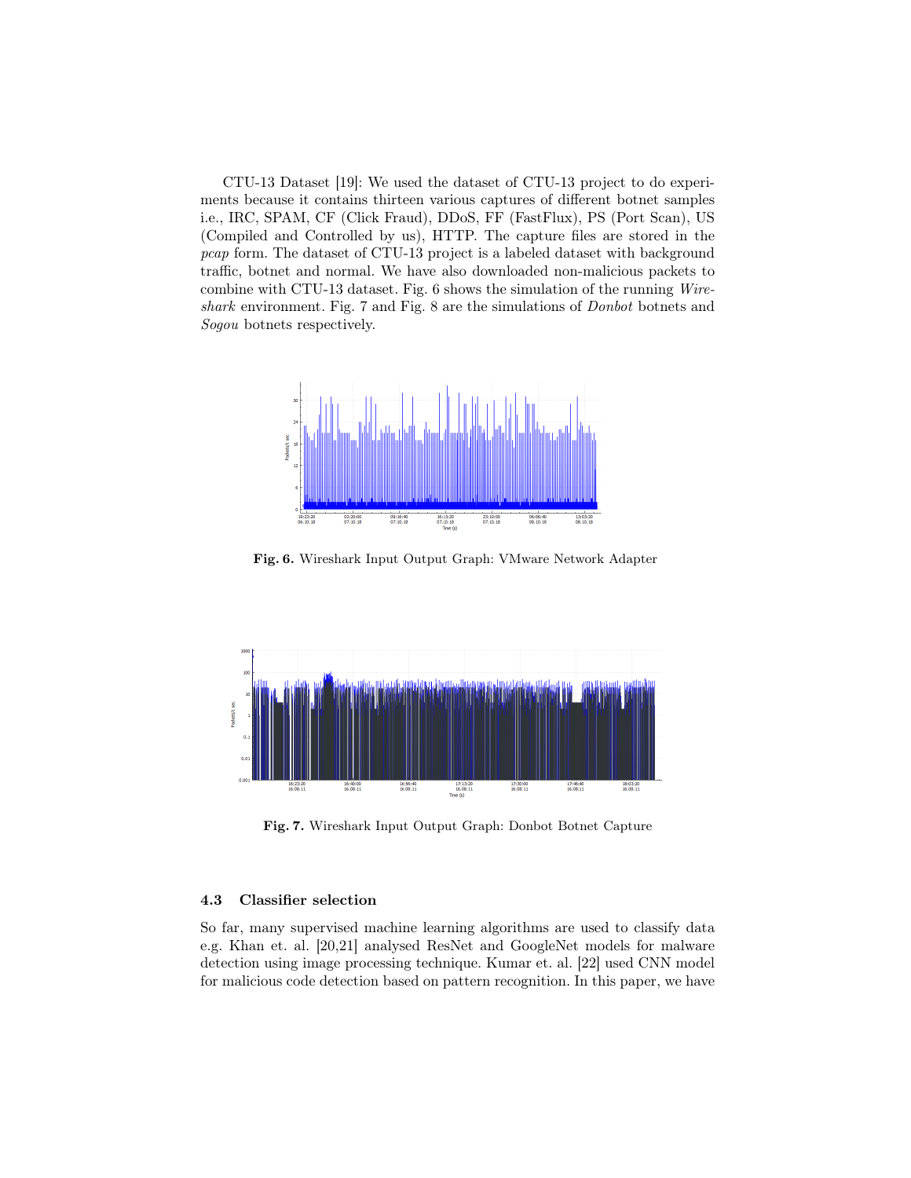CTU-13 Dataset [19]: We used the dataset of CTU-13 project to do experiments because it contains thirteen various captures of different botnet samples i.e., IRC, SPAM, CF (Click Fraud), DDoS, FF (FastFlux), PS (Port Scan), US (Compiled and Controlled by us), HTTP. The capture files are stored in the *pcap* form. The dataset of CTU-13 project is a labeled dataset with background traffic, botnet and normal. We have also downloaded non-malicious packets to combine with CTU-13 dataset. Fig. 6 shows the simulation of the running *Wireshark* environment. Fig. 7 and Fig. 8 are the simulations of *Donbot* botnets and *Sogou* botnets respectively.

**Fig. 6.** Wireshark Input Output Graph: VMware Network Adapter

**Fig. 7.** Wireshark Input Output Graph: Donbot Botnet Capture

### 4.3 Classifier selection

So far, many supervised machine learning algorithms are used to classify data e.g. Khan et. al. [20,21] analysed ResNet and GoogleNet models for malware detection using image processing technique. Kumar et. al. [22] used CNN model for malicious code detection based on pattern recognition. In this paper, we have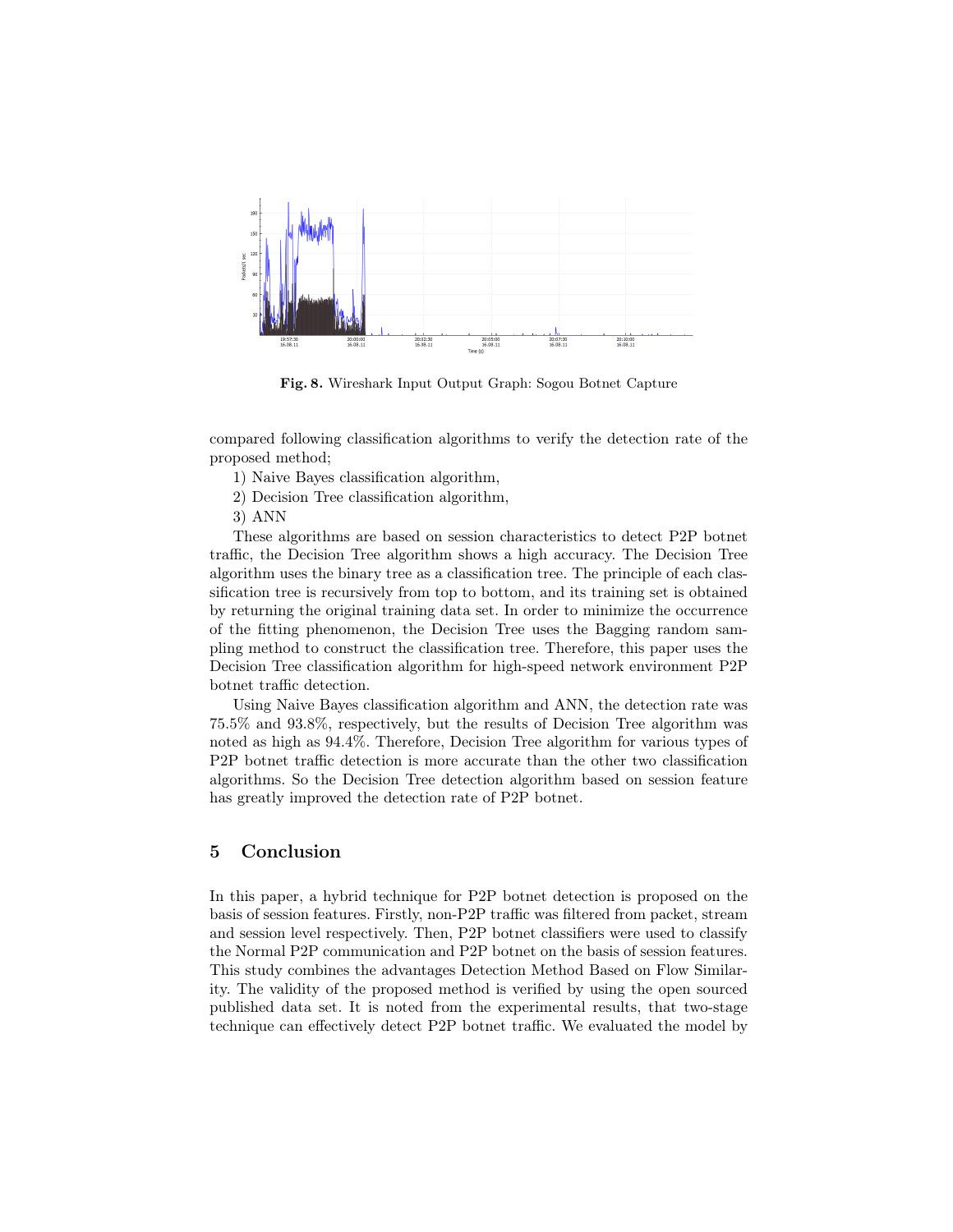Fig. 8. Wireshark Input Output Graph: Sogou Botnet Capture

compared following classification algorithms to verify the detection rate of the proposed method;

1) Naive Bayes classification algorithm,
2) Decision Tree classification algorithm,
3) ANN

These algorithms are based on session characteristics to detect P2P botnet traffic, the Decision Tree algorithm shows a high accuracy. The Decision Tree algorithm uses the binary tree as a classification tree. The principle of each classification tree is recursively from top to bottom, and its training set is obtained by returning the original training data set. In order to minimize the occurrence of the fitting phenomenon, the Decision Tree uses the Bagging random sampling method to construct the classification tree. Therefore, this paper uses the Decision Tree classification algorithm for high-speed network environment P2P botnet traffic detection.

Using Naive Bayes classification algorithm and ANN, the detection rate was 75.5% and 93.8%, respectively, but the results of Decision Tree algorithm was noted as high as 94.4%. Therefore, Decision Tree algorithm for various types of P2P botnet traffic detection is more accurate than the other two classification algorithms. So the Decision Tree detection algorithm based on session feature has greatly improved the detection rate of P2P botnet.

## 5 Conclusion

In this paper, a hybrid technique for P2P botnet detection is proposed on the basis of session features. Firstly, non-P2P traffic was filtered from packet, stream and session level respectively. Then, P2P botnet classifiers were used to classify the Normal P2P communication and P2P botnet on the basis of session features. This study combines the advantages Detection Method Based on Flow Similarity. The validity of the proposed method is verified by using the open sourced published data set. It is noted from the experimental results, that two-stage technique can effectively detect P2P botnet traffic. We evaluated the model by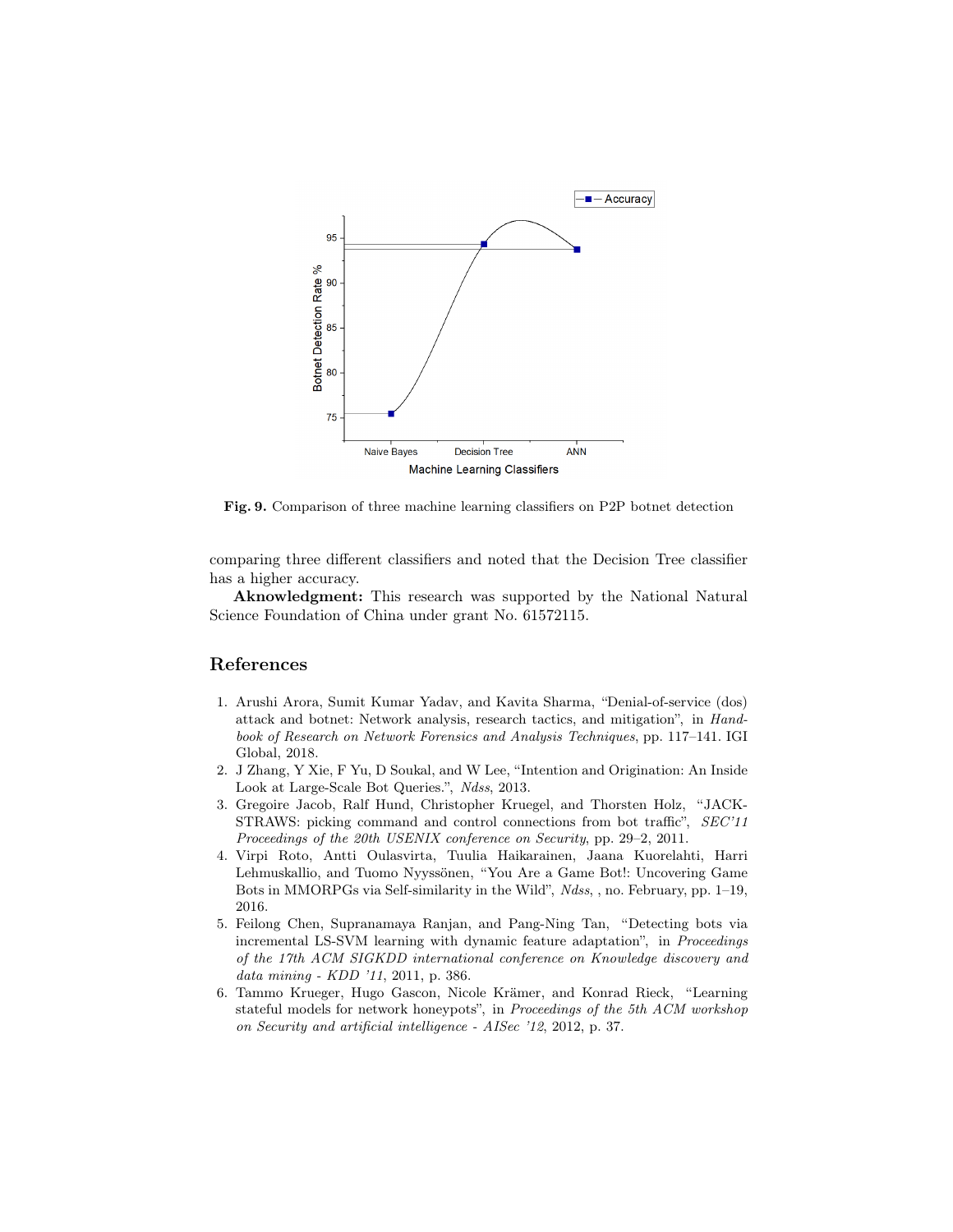Fig. 9. Comparison of three machine learning classifiers on P2P botnet detection

comparing three different classifiers and noted that the Decision Tree classifier has a higher accuracy.

**Aknowledgment:** This research was supported by the National Natural Science Foundation of China under grant No. 61572115.

## References

1. Arushi Arora, Sumit Kumar Yadav, and Kavita Sharma, "Denial-of-service (dos) attack and botnet: Network analysis, research tactics, and mitigation", in *Handbook of Research on Network Forensics and Analysis Techniques*, pp. 117–141. IGI Global, 2018.
2. J Zhang, Y Xie, F Yu, D Soukal, and W Lee, "Intention and Origination: An Inside Look at Large-Scale Bot Queries.", *Ndss*, 2013.
3. Gregoire Jacob, Ralf Hund, Christopher Kruegel, and Thorsten Holz, "JACKSTRAWS: picking command and control connections from bot traffic", *SEC'11 Proceedings of the 20th USENIX conference on Security*, pp. 29–2, 2011.
4. Virpi Roto, Antti Oulasvirta, Tuulia Haikarainen, Jaana Kuorelahti, Harri Lehmuskallio, and Tuomo Nyyssönen, "You Are a Game Bot!: Uncovering Game Bots in MMORPGs via Self-similarity in the Wild", *Ndss*, , no. February, pp. 1–19, 2016.
5. Feilong Chen, Supranamaya Ranjan, and Pang-Ning Tan, "Detecting bots via incremental LS-SVM learning with dynamic feature adaptation", in *Proceedings of the 17th ACM SIGKDD international conference on Knowledge discovery and data mining - KDD '11*, 2011, p. 386.
6. Tammo Krueger, Hugo Gascon, Nicole Krämer, and Konrad Rieck, "Learning stateful models for network honeypots", in *Proceedings of the 5th ACM workshop on Security and artificial intelligence - AISec '12*, 2012, p. 37.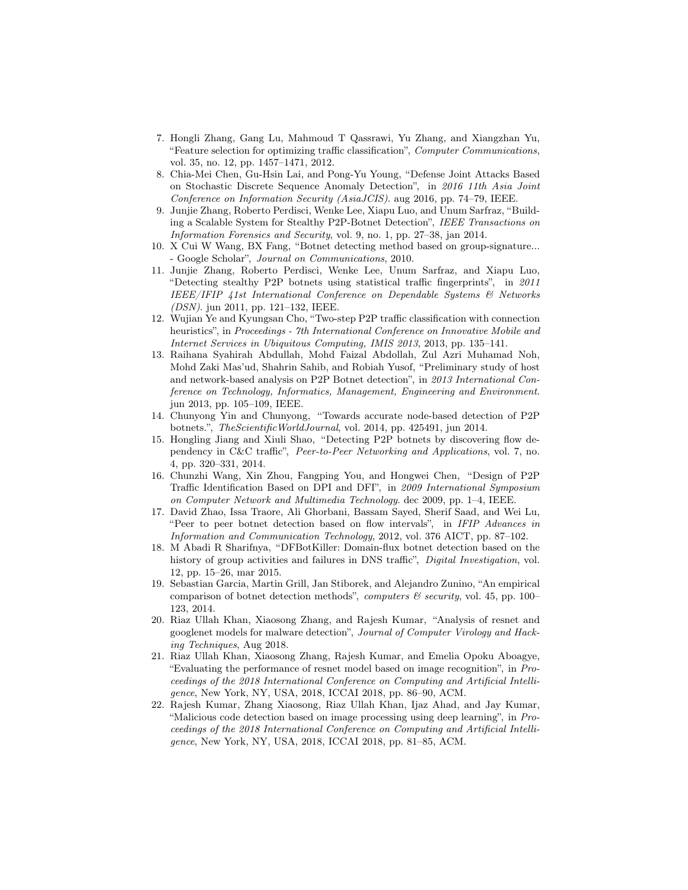7. Hongli Zhang, Gang Lu, Mahmoud T Qassrawi, Yu Zhang, and Xiangzhan Yu, "Feature selection for optimizing traffic classification", *Computer Communications*, vol. 35, no. 12, pp. 1457–1471, 2012.
8. Chia-Mei Chen, Gu-Hsin Lai, and Pong-Yu Young, "Defense Joint Attacks Based on Stochastic Discrete Sequence Anomaly Detection", in *2016 11th Asia Joint Conference on Information Security (AsiaJCIS)*. aug 2016, pp. 74–79, IEEE.
9. Junjie Zhang, Roberto Perdisci, Wenke Lee, Xiapu Luo, and Unum Sarfraz, "Building a Scalable System for Stealthy P2P-Botnet Detection", *IEEE Transactions on Information Forensics and Security*, vol. 9, no. 1, pp. 27–38, jan 2014.
10. X Cui W Wang, BX Fang, "Botnet detecting method based on group-signature... - Google Scholar", *Journal on Communications*, 2010.
11. Junjie Zhang, Roberto Perdisci, Wenke Lee, Unum Sarfraz, and Xiapu Luo, "Detecting stealthy P2P botnets using statistical traffic fingerprints", in *2011 IEEE/IFIP 41st International Conference on Dependable Systems & Networks (DSN)*. jun 2011, pp. 121–132, IEEE.
12. Wujian Ye and Kyungsan Cho, "Two-step P2P traffic classification with connection heuristics", in *Proceedings - 7th International Conference on Innovative Mobile and Internet Services in Ubiquitous Computing, IMIS 2013*, 2013, pp. 135–141.
13. Raihana Syahirah Abdullah, Mohd Faizal Abdollah, Zul Azri Muhamad Noh, Mohd Zaki Mas'ud, Shahrin Sahib, and Robiah Yusof, "Preliminary study of host and network-based analysis on P2P Botnet detection", in *2013 International Conference on Technology, Informatics, Management, Engineering and Environment*. jun 2013, pp. 105–109, IEEE.
14. Chunyong Yin and Chunyong, "Towards accurate node-based detection of P2P botnets.", *TheScientificWorldJournal*, vol. 2014, pp. 425491, jun 2014.
15. Hongling Jiang and Xiuli Shao, "Detecting P2P botnets by discovering flow dependency in C&C traffic", *Peer-to-Peer Networking and Applications*, vol. 7, no. 4, pp. 320–331, 2014.
16. Chunzhi Wang, Xin Zhou, Fangping You, and Hongwei Chen, "Design of P2P Traffic Identification Based on DPI and DFI", in *2009 International Symposium on Computer Network and Multimedia Technology*. dec 2009, pp. 1–4, IEEE.
17. David Zhao, Issa Traore, Ali Ghorbani, Bassam Sayed, Sherif Saad, and Wei Lu, "Peer to peer botnet detection based on flow intervals", in *IFIP Advances in Information and Communication Technology*, 2012, vol. 376 AICT, pp. 87–102.
18. M Abadi R Sharifnya, "DFBotKiller: Domain-flux botnet detection based on the history of group activities and failures in DNS traffic", *Digital Investigation*, vol. 12, pp. 15–26, mar 2015.
19. Sebastian Garcia, Martin Grill, Jan Stiborek, and Alejandro Zunino, "An empirical comparison of botnet detection methods", *computers & security*, vol. 45, pp. 100–123, 2014.
20. Riaz Ullah Khan, Xiaosong Zhang, and Rajesh Kumar, "Analysis of resnet and googlenet models for malware detection", *Journal of Computer Virology and Hacking Techniques*, Aug 2018.
21. Riaz Ullah Khan, Xiaosong Zhang, Rajesh Kumar, and Emelia Opoku Aboagye, "Evaluating the performance of resnet model based on image recognition", in *Proceedings of the 2018 International Conference on Computing and Artificial Intelligence*, New York, NY, USA, 2018, ICCAI 2018, pp. 86–90, ACM.
22. Rajesh Kumar, Zhang Xiaosong, Riaz Ullah Khan, Ijaz Ahad, and Jay Kumar, "Malicious code detection based on image processing using deep learning", in *Proceedings of the 2018 International Conference on Computing and Artificial Intelligence*, New York, NY, USA, 2018, ICCAI 2018, pp. 81–85, ACM.